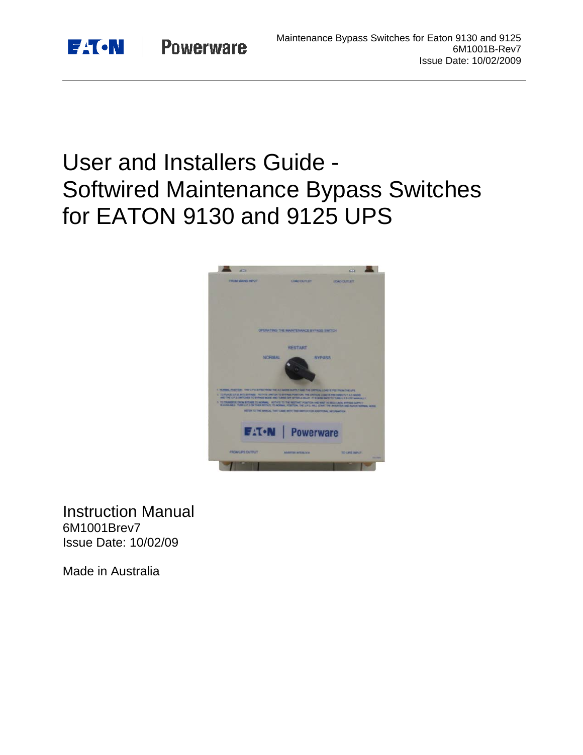# User and Installers Guide - Softwired Maintenance Bypass Switches for EATON 9130 and 9125 UPS

Instruction Manual
6M1001Brev7
Issue Date: 10/02/09

Made in Australia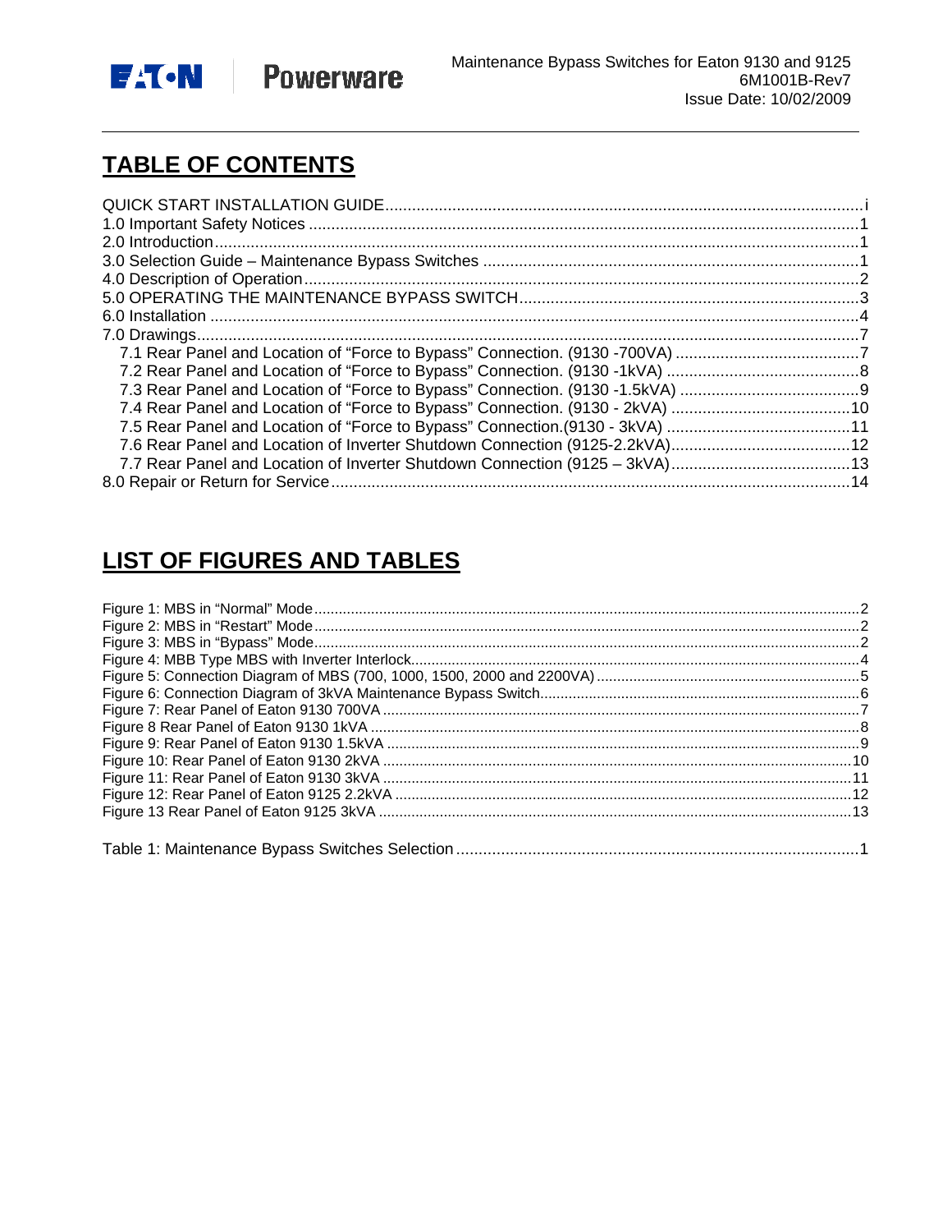## TABLE OF CONTENTS

QUICK START INSTALLATION GUIDE ........ i
1.0 Important Safety Notices ........ 1
2.0 Introduction ........ 1
3.0 Selection Guide – Maintenance Bypass Switches ........ 1
4.0 Description of Operation ........ 2
5.0 OPERATING THE MAINTENANCE BYPASS SWITCH ........ 3
6.0 Installation ........ 4
7.0 Drawings ........ 7
  7.1 Rear Panel and Location of "Force to Bypass" Connection. (9130 -700VA) ........ 7
  7.2 Rear Panel and Location of "Force to Bypass" Connection. (9130 -1kVA) ........ 8
  7.3 Rear Panel and Location of "Force to Bypass" Connection. (9130 -1.5kVA) ........ 9
  7.4 Rear Panel and Location of "Force to Bypass" Connection. (9130 - 2kVA) ........ 10
  7.5 Rear Panel and Location of "Force to Bypass" Connection.(9130 - 3kVA) ........ 11
  7.6 Rear Panel and Location of Inverter Shutdown Connection (9125-2.2kVA) ........ 12
  7.7 Rear Panel and Location of Inverter Shutdown Connection (9125 – 3kVA) ........ 13
8.0 Repair or Return for Service ........ 14

## LIST OF FIGURES AND TABLES

Figure 1: MBS in "Normal" Mode ........ 2
Figure 2: MBS in "Restart" Mode ........ 2
Figure 3: MBS in "Bypass" Mode ........ 2
Figure 4: MBB Type MBS with Inverter Interlock ........ 4
Figure 5: Connection Diagram of MBS (700, 1000, 1500, 2000 and 2200VA) ........ 5
Figure 6: Connection Diagram of 3kVA Maintenance Bypass Switch ........ 6
Figure 7: Rear Panel of Eaton 9130 700VA ........ 7
Figure 8 Rear Panel of Eaton 9130 1kVA ........ 8
Figure 9: Rear Panel of Eaton 9130 1.5kVA ........ 9
Figure 10: Rear Panel of Eaton 9130 2kVA ........ 10
Figure 11: Rear Panel of Eaton 9130 3kVA ........ 11
Figure 12: Rear Panel of Eaton 9125 2.2kVA ........ 12
Figure 13 Rear Panel of Eaton 9125 3kVA ........ 13

Table 1: Maintenance Bypass Switches Selection ........ 1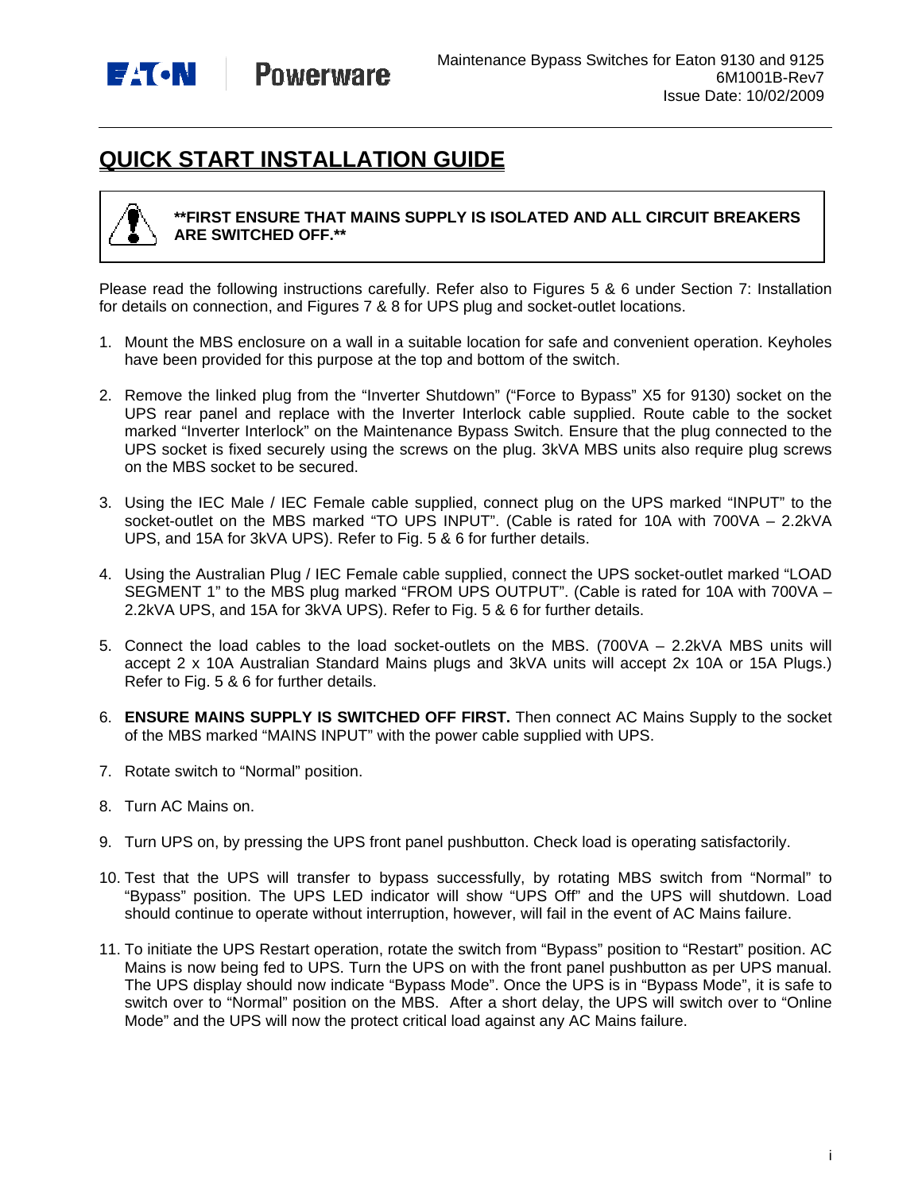# QUICK START INSTALLATION GUIDE

**\*\*FIRST ENSURE THAT MAINS SUPPLY IS ISOLATED AND ALL CIRCUIT BREAKERS ARE SWITCHED OFF.\*\***

Please read the following instructions carefully. Refer also to Figures 5 & 6 under Section 7: Installation for details on connection, and Figures 7 & 8 for UPS plug and socket-outlet locations.

1. Mount the MBS enclosure on a wall in a suitable location for safe and convenient operation. Keyholes have been provided for this purpose at the top and bottom of the switch.

2. Remove the linked plug from the "Inverter Shutdown" ("Force to Bypass" X5 for 9130) socket on the UPS rear panel and replace with the Inverter Interlock cable supplied. Route cable to the socket marked "Inverter Interlock" on the Maintenance Bypass Switch. Ensure that the plug connected to the UPS socket is fixed securely using the screws on the plug. 3kVA MBS units also require plug screws on the MBS socket to be secured.

3. Using the IEC Male / IEC Female cable supplied, connect plug on the UPS marked "INPUT" to the socket-outlet on the MBS marked "TO UPS INPUT". (Cable is rated for 10A with 700VA – 2.2kVA UPS, and 15A for 3kVA UPS). Refer to Fig. 5 & 6 for further details.

4. Using the Australian Plug / IEC Female cable supplied, connect the UPS socket-outlet marked "LOAD SEGMENT 1" to the MBS plug marked "FROM UPS OUTPUT". (Cable is rated for 10A with 700VA – 2.2kVA UPS, and 15A for 3kVA UPS). Refer to Fig. 5 & 6 for further details.

5. Connect the load cables to the load socket-outlets on the MBS. (700VA – 2.2kVA MBS units will accept 2 x 10A Australian Standard Mains plugs and 3kVA units will accept 2x 10A or 15A Plugs.) Refer to Fig. 5 & 6 for further details.

6. **ENSURE MAINS SUPPLY IS SWITCHED OFF FIRST.** Then connect AC Mains Supply to the socket of the MBS marked "MAINS INPUT" with the power cable supplied with UPS.

7. Rotate switch to "Normal" position.

8. Turn AC Mains on.

9. Turn UPS on, by pressing the UPS front panel pushbutton. Check load is operating satisfactorily.

10. Test that the UPS will transfer to bypass successfully, by rotating MBS switch from "Normal" to "Bypass" position. The UPS LED indicator will show "UPS Off" and the UPS will shutdown. Load should continue to operate without interruption, however, will fail in the event of AC Mains failure.

11. To initiate the UPS Restart operation, rotate the switch from "Bypass" position to "Restart" position. AC Mains is now being fed to UPS. Turn the UPS on with the front panel pushbutton as per UPS manual. The UPS display should now indicate "Bypass Mode". Once the UPS is in "Bypass Mode", it is safe to switch over to "Normal" position on the MBS. After a short delay, the UPS will switch over to "Online Mode" and the UPS will now the protect critical load against any AC Mains failure.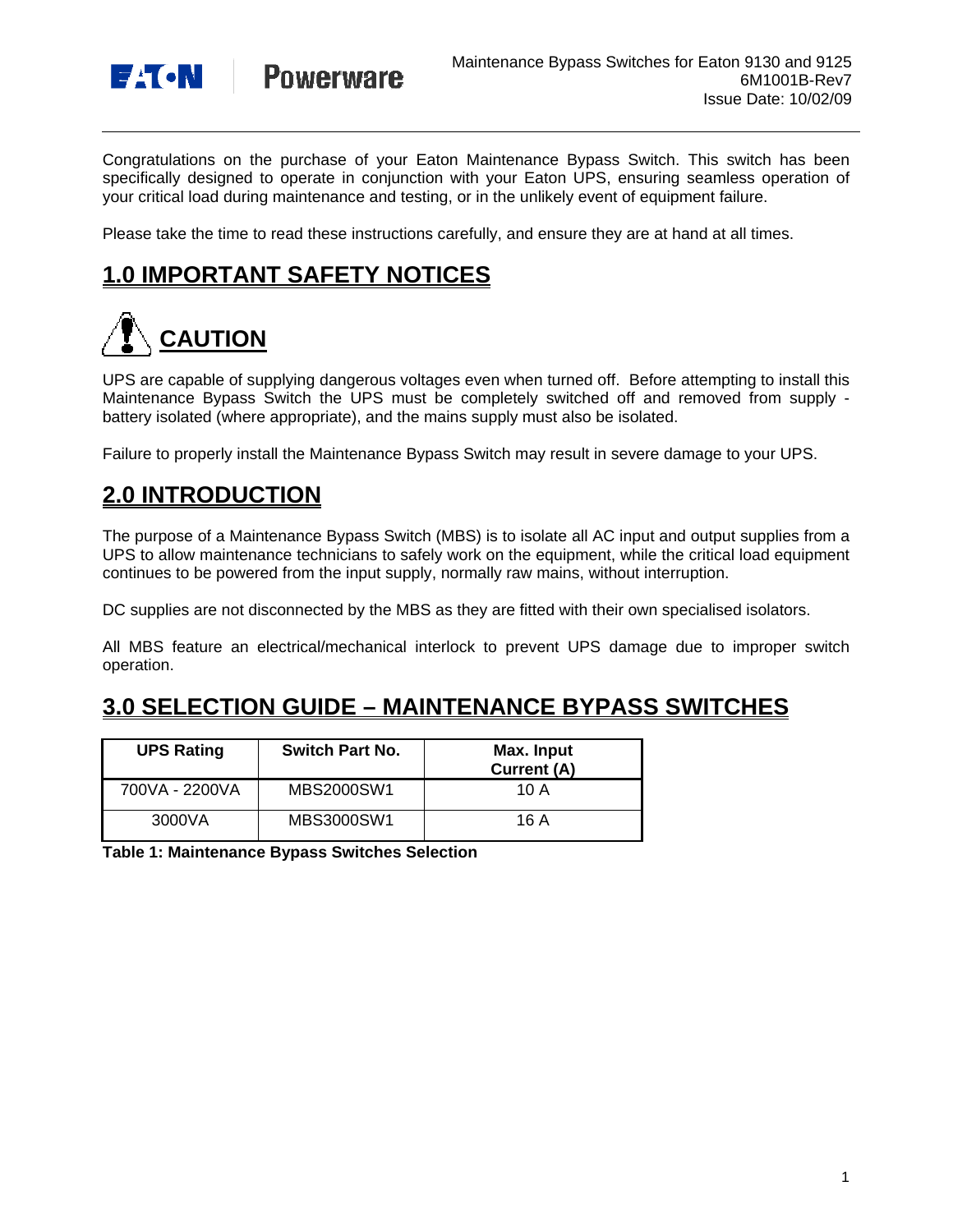Congratulations on the purchase of your Eaton Maintenance Bypass Switch. This switch has been specifically designed to operate in conjunction with your Eaton UPS, ensuring seamless operation of your critical load during maintenance and testing, or in the unlikely event of equipment failure.

Please take the time to read these instructions carefully, and ensure they are at hand at all times.

# 1.0 IMPORTANT SAFETY NOTICES

## CAUTION

UPS are capable of supplying dangerous voltages even when turned off. Before attempting to install this Maintenance Bypass Switch the UPS must be completely switched off and removed from supply - battery isolated (where appropriate), and the mains supply must also be isolated.

Failure to properly install the Maintenance Bypass Switch may result in severe damage to your UPS.

# 2.0 INTRODUCTION

The purpose of a Maintenance Bypass Switch (MBS) is to isolate all AC input and output supplies from a UPS to allow maintenance technicians to safely work on the equipment, while the critical load equipment continues to be powered from the input supply, normally raw mains, without interruption.

DC supplies are not disconnected by the MBS as they are fitted with their own specialised isolators.

All MBS feature an electrical/mechanical interlock to prevent UPS damage due to improper switch operation.

# 3.0 SELECTION GUIDE – MAINTENANCE BYPASS SWITCHES

| UPS Rating | Switch Part No. | Max. Input Current (A) |
|---|---|---|
| 700VA - 2200VA | MBS2000SW1 | 10 A |
| 3000VA | MBS3000SW1 | 16 A |

**Table 1: Maintenance Bypass Switches Selection**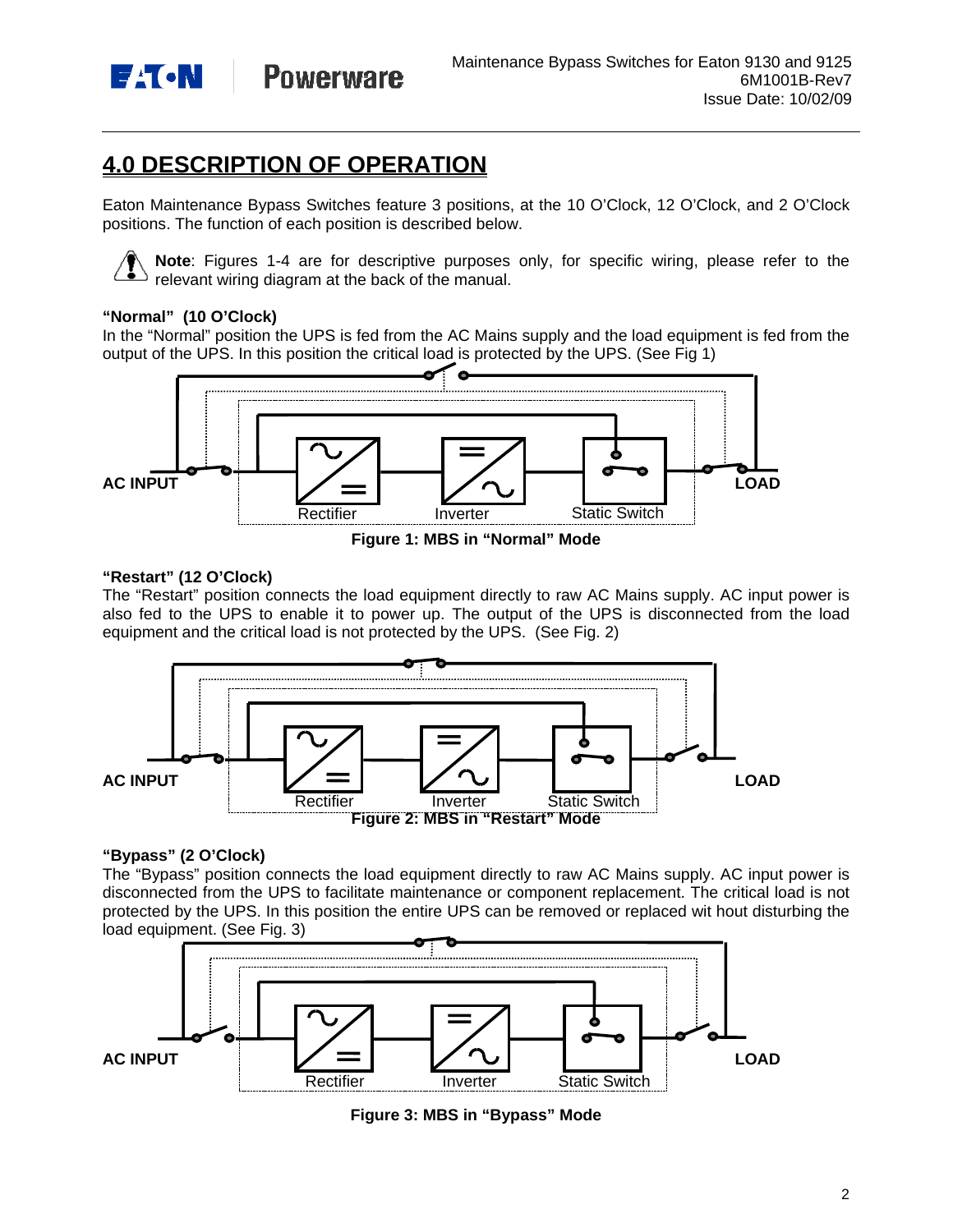# 4.0 DESCRIPTION OF OPERATION

Eaton Maintenance Bypass Switches feature 3 positions, at the 10 O'Clock, 12 O'Clock, and 2 O'Clock positions. The function of each position is described below.

**Note**: Figures 1-4 are for descriptive purposes only, for specific wiring, please refer to the relevant wiring diagram at the back of the manual.

**"Normal" (10 O'Clock)**

In the "Normal" position the UPS is fed from the AC Mains supply and the load equipment is fed from the output of the UPS. In this position the critical load is protected by the UPS. (See Fig 1)

AC INPUT Rectifier Inverter Static Switch LOAD

**Figure 1: MBS in "Normal" Mode**

**"Restart" (12 O'Clock)**

The "Restart" position connects the load equipment directly to raw AC Mains supply. AC input power is also fed to the UPS to enable it to power up. The output of the UPS is disconnected from the load equipment and the critical load is not protected by the UPS. (See Fig. 2)

AC INPUT Rectifier Inverter Static Switch LOAD

**Figure 2: MBS in "Restart" Mode**

**"Bypass" (2 O'Clock)**

The "Bypass" position connects the load equipment directly to raw AC Mains supply. AC input power is disconnected from the UPS to facilitate maintenance or component replacement. The critical load is not protected by the UPS. In this position the entire UPS can be removed or replaced wit hout disturbing the load equipment. (See Fig. 3)

AC INPUT Rectifier Inverter Static Switch LOAD

**Figure 3: MBS in "Bypass" Mode**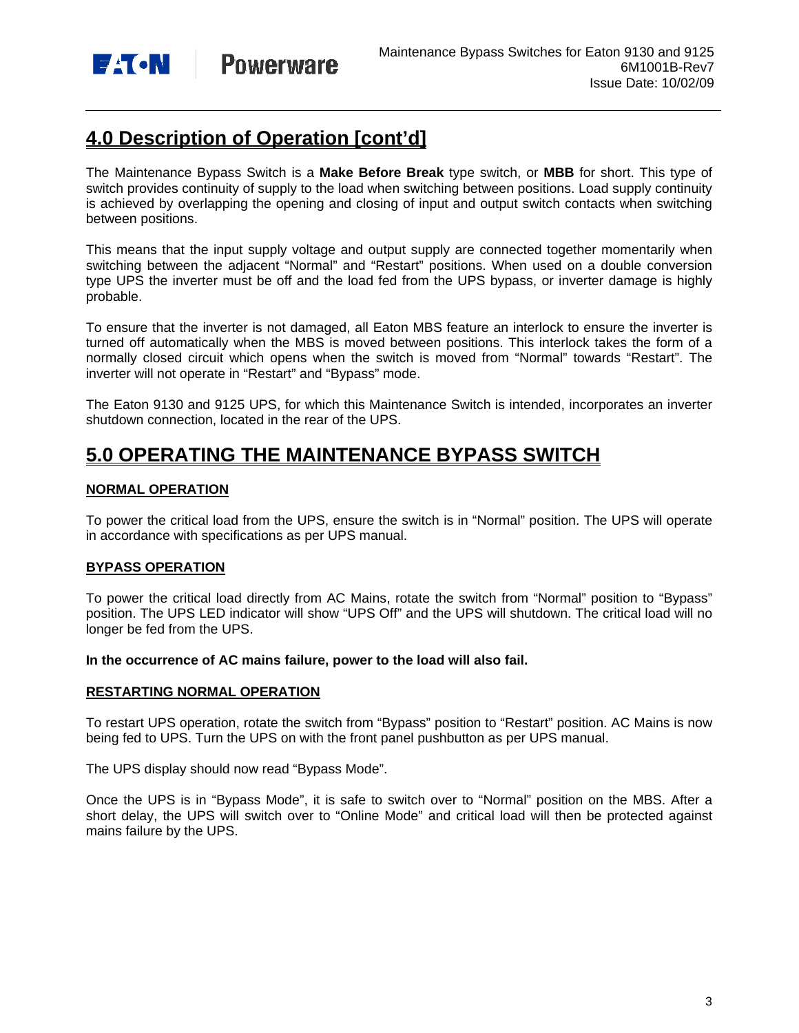## 4.0 Description of Operation [cont'd]

The Maintenance Bypass Switch is a **Make Before Break** type switch, or **MBB** for short. This type of switch provides continuity of supply to the load when switching between positions. Load supply continuity is achieved by overlapping the opening and closing of input and output switch contacts when switching between positions.

This means that the input supply voltage and output supply are connected together momentarily when switching between the adjacent "Normal" and "Restart" positions. When used on a double conversion type UPS the inverter must be off and the load fed from the UPS bypass, or inverter damage is highly probable.

To ensure that the inverter is not damaged, all Eaton MBS feature an interlock to ensure the inverter is turned off automatically when the MBS is moved between positions. This interlock takes the form of a normally closed circuit which opens when the switch is moved from "Normal" towards "Restart". The inverter will not operate in "Restart" and "Bypass" mode.

The Eaton 9130 and 9125 UPS, for which this Maintenance Switch is intended, incorporates an inverter shutdown connection, located in the rear of the UPS.

## 5.0 OPERATING THE MAINTENANCE BYPASS SWITCH

### NORMAL OPERATION

To power the critical load from the UPS, ensure the switch is in "Normal" position. The UPS will operate in accordance with specifications as per UPS manual.

### BYPASS OPERATION

To power the critical load directly from AC Mains, rotate the switch from "Normal" position to "Bypass" position. The UPS LED indicator will show "UPS Off" and the UPS will shutdown. The critical load will no longer be fed from the UPS.

**In the occurrence of AC mains failure, power to the load will also fail.**

### RESTARTING NORMAL OPERATION

To restart UPS operation, rotate the switch from "Bypass" position to "Restart" position. AC Mains is now being fed to UPS. Turn the UPS on with the front panel pushbutton as per UPS manual.

The UPS display should now read "Bypass Mode".

Once the UPS is in "Bypass Mode", it is safe to switch over to "Normal" position on the MBS. After a short delay, the UPS will switch over to "Online Mode" and critical load will then be protected against mains failure by the UPS.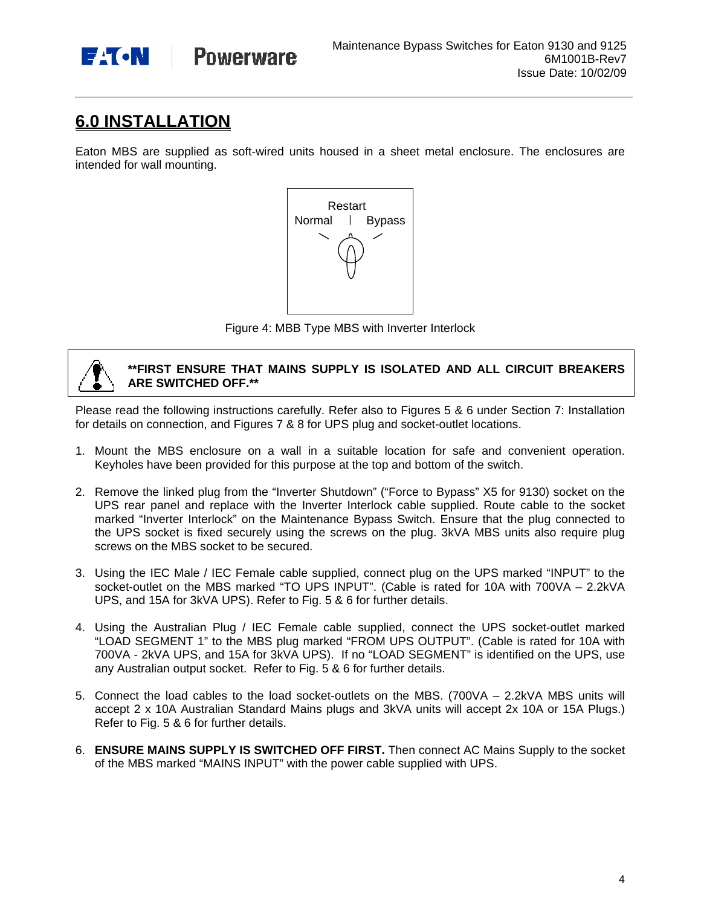# 6.0 INSTALLATION

Eaton MBS are supplied as soft-wired units housed in a sheet metal enclosure. The enclosures are intended for wall mounting.

Restart
Normal | Bypass

Figure 4: MBB Type MBS with Inverter Interlock

**\*\*FIRST ENSURE THAT MAINS SUPPLY IS ISOLATED AND ALL CIRCUIT BREAKERS ARE SWITCHED OFF.\*\***

Please read the following instructions carefully. Refer also to Figures 5 & 6 under Section 7: Installation for details on connection, and Figures 7 & 8 for UPS plug and socket-outlet locations.

1. Mount the MBS enclosure on a wall in a suitable location for safe and convenient operation. Keyholes have been provided for this purpose at the top and bottom of the switch.

2. Remove the linked plug from the "Inverter Shutdown" ("Force to Bypass" X5 for 9130) socket on the UPS rear panel and replace with the Inverter Interlock cable supplied. Route cable to the socket marked "Inverter Interlock" on the Maintenance Bypass Switch. Ensure that the plug connected to the UPS socket is fixed securely using the screws on the plug. 3kVA MBS units also require plug screws on the MBS socket to be secured.

3. Using the IEC Male / IEC Female cable supplied, connect plug on the UPS marked "INPUT" to the socket-outlet on the MBS marked "TO UPS INPUT". (Cable is rated for 10A with 700VA – 2.2kVA UPS, and 15A for 3kVA UPS). Refer to Fig. 5 & 6 for further details.

4. Using the Australian Plug / IEC Female cable supplied, connect the UPS socket-outlet marked "LOAD SEGMENT 1" to the MBS plug marked "FROM UPS OUTPUT". (Cable is rated for 10A with 700VA - 2kVA UPS, and 15A for 3kVA UPS). If no "LOAD SEGMENT" is identified on the UPS, use any Australian output socket. Refer to Fig. 5 & 6 for further details.

5. Connect the load cables to the load socket-outlets on the MBS. (700VA – 2.2kVA MBS units will accept 2 x 10A Australian Standard Mains plugs and 3kVA units will accept 2x 10A or 15A Plugs.) Refer to Fig. 5 & 6 for further details.

6. **ENSURE MAINS SUPPLY IS SWITCHED OFF FIRST.** Then connect AC Mains Supply to the socket of the MBS marked "MAINS INPUT" with the power cable supplied with UPS.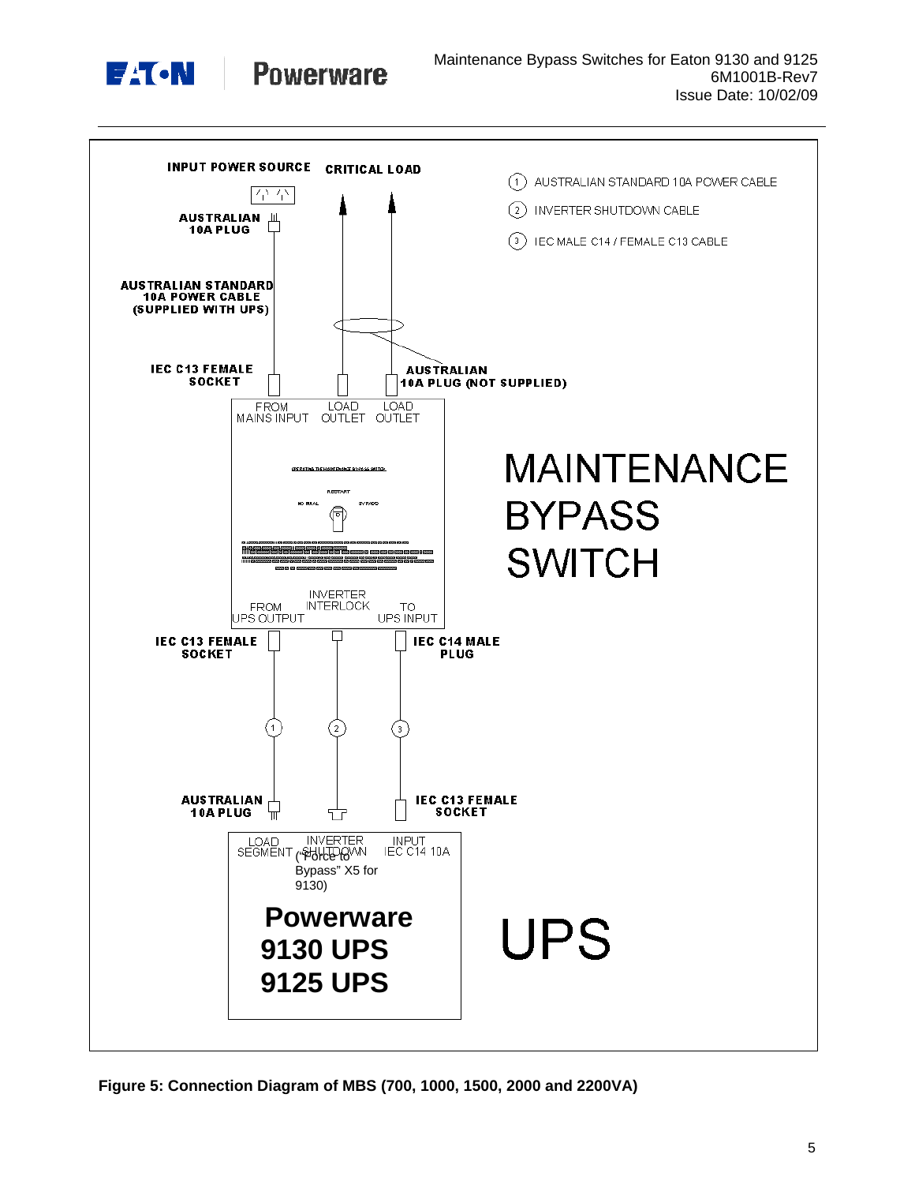INPUT POWER SOURCE

CRITICAL LOAD

1. AUSTRALIAN STANDARD 10A POWER CABLE
2. INVERTER SHUTDOWN CABLE
3. IEC MALE C14 / FEMALE C13 CABLE

AUSTRALIAN 10A PLUG

AUSTRALIAN STANDARD 10A POWER CABLE (SUPPLIED WITH UPS)

IEC C13 FEMALE SOCKET

AUSTRALIAN 10A PLUG (NOT SUPPLIED)

FROM MAINS INPUT | LOAD OUTLET | LOAD OUTLET

MAINTENANCE BYPASS SWITCH

FROM UPS OUTPUT | INVERTER INTERLOCK | TO UPS INPUT

IEC C13 FEMALE SOCKET

IEC C14 MALE PLUG

AUSTRALIAN 10A PLUG

IEC C13 FEMALE SOCKET

LOAD SEGMENT | INVERTER SHUTDOWN ("Force to Bypass" X5 for 9130) | INPUT IEC C14 10A

Powerware 9130 UPS 9125 UPS

UPS

**Figure 5: Connection Diagram of MBS (700, 1000, 1500, 2000 and 2200VA)**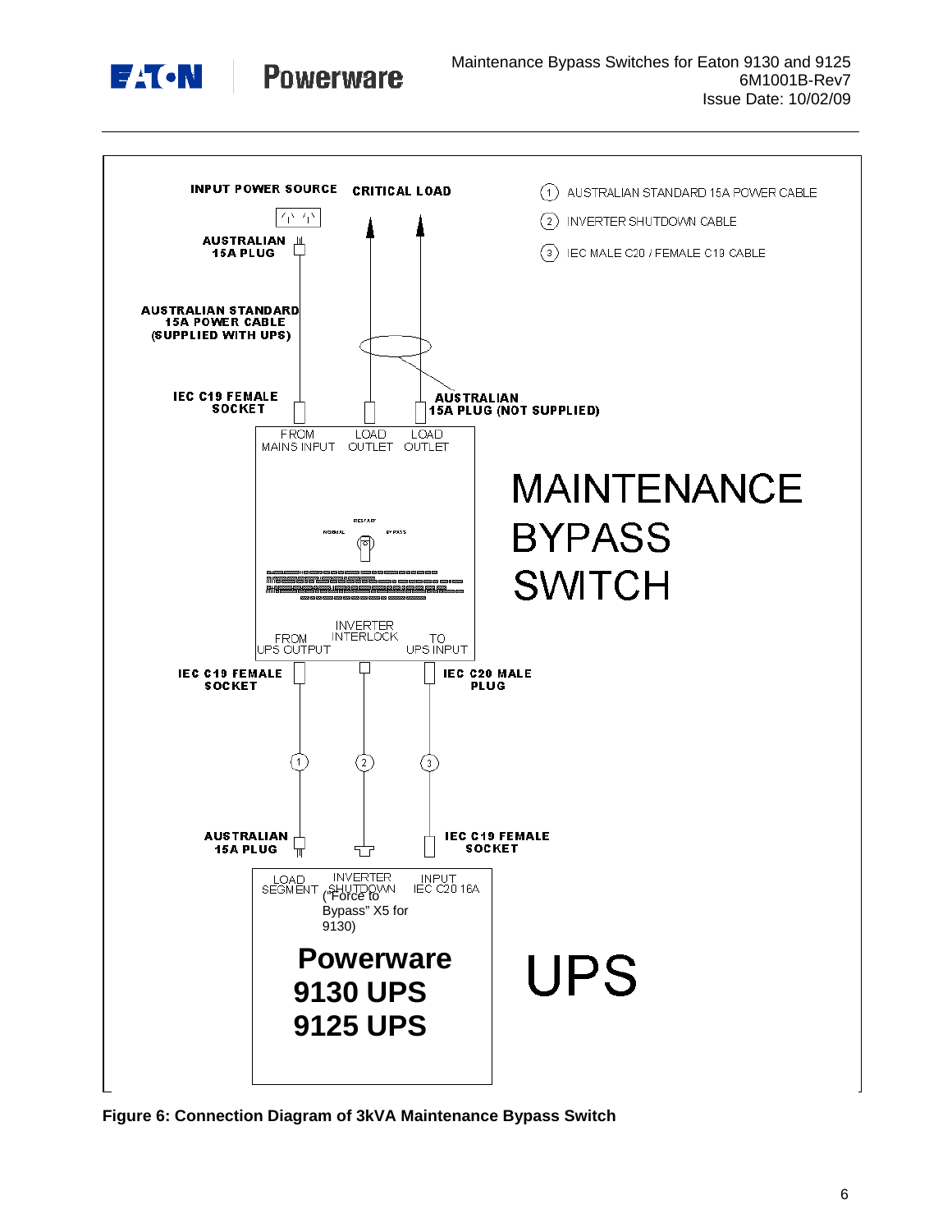INPUT POWER SOURCE

CRITICAL LOAD

(1) AUSTRALIAN STANDARD 15A POWER CABLE

(2) INVERTER SHUTDOWN CABLE

(3) IEC MALE C20 / FEMALE C19 CABLE

AUSTRALIAN 15A PLUG

AUSTRALIAN STANDARD 15A POWER CABLE (SUPPLIED WITH UPS)

IEC C19 FEMALE SOCKET

AUSTRALIAN 15A PLUG (NOT SUPPLIED)

FROM MAINS INPUT | LOAD OUTLET | LOAD OUTLET

RESTART

NORMAL | BYPASS

MAINTENANCE BYPASS SWITCH

FROM UPS OUTPUT | INVERTER INTERLOCK | TO UPS INPUT

IEC C19 FEMALE SOCKET

IEC C20 MALE PLUG

(1) (2) (3)

AUSTRALIAN 15A PLUG

IEC C19 FEMALE SOCKET

LOAD SEGMENT | INVERTER SHUTDOWN ("Force to Bypass" X5 for 9130) | INPUT IEC C20 16A

**Powerware 9130 UPS 9125 UPS**

UPS

**Figure 6: Connection Diagram of 3kVA Maintenance Bypass Switch**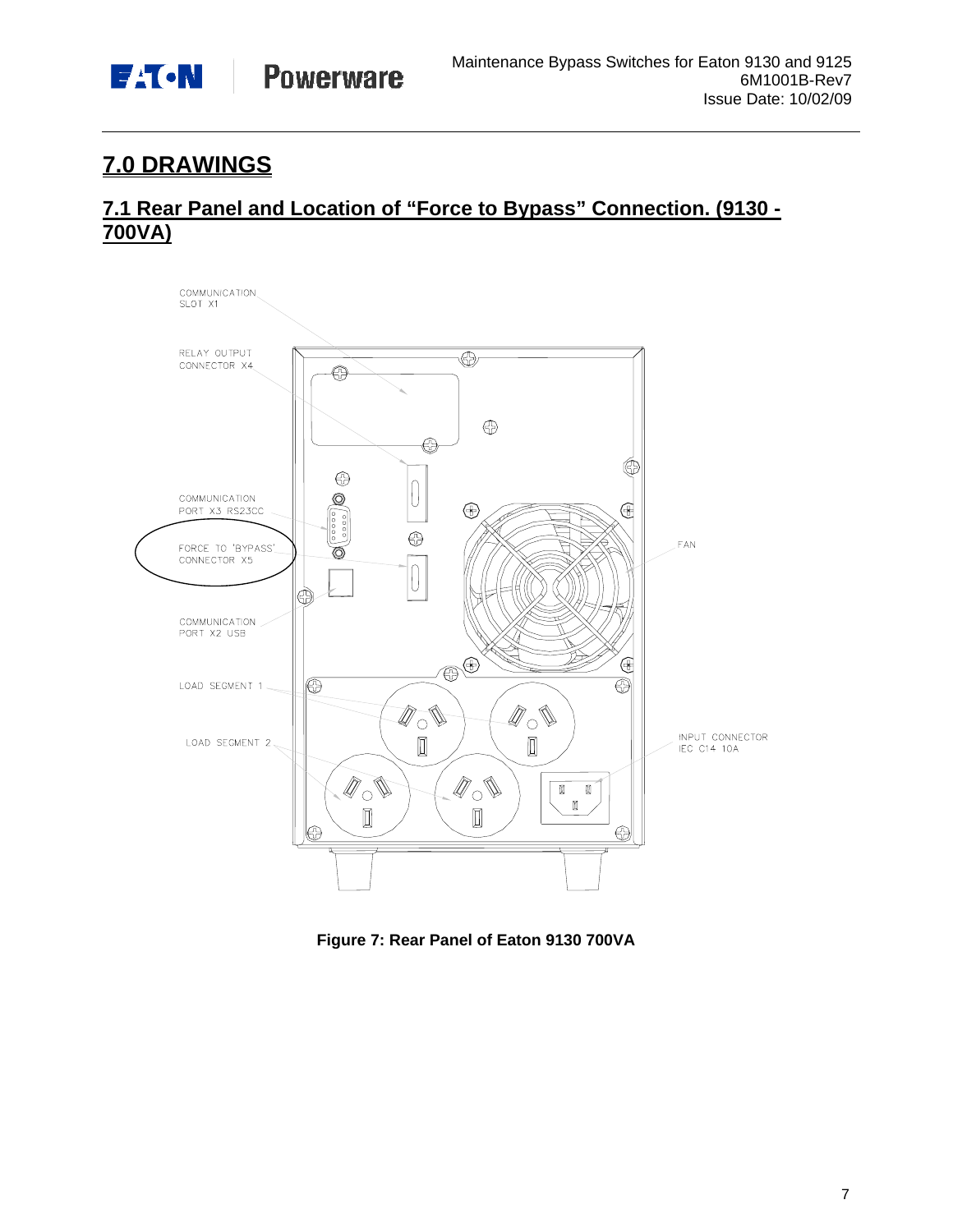# 7.0 DRAWINGS

## 7.1 Rear Panel and Location of "Force to Bypass" Connection. (9130 - 700VA)

COMMUNICATION SLOT X1

RELAY OUTPUT CONNECTOR X4

COMMUNICATION PORT X3 RS23CC

FORCE TO 'BYPASS' CONNECTOR X5

COMMUNICATION PORT X2 USB

LOAD SEGMENT 1

LOAD SEGMENT 2

FAN

INPUT CONNECTOR IEC C14 10A

**Figure 7: Rear Panel of Eaton 9130 700VA**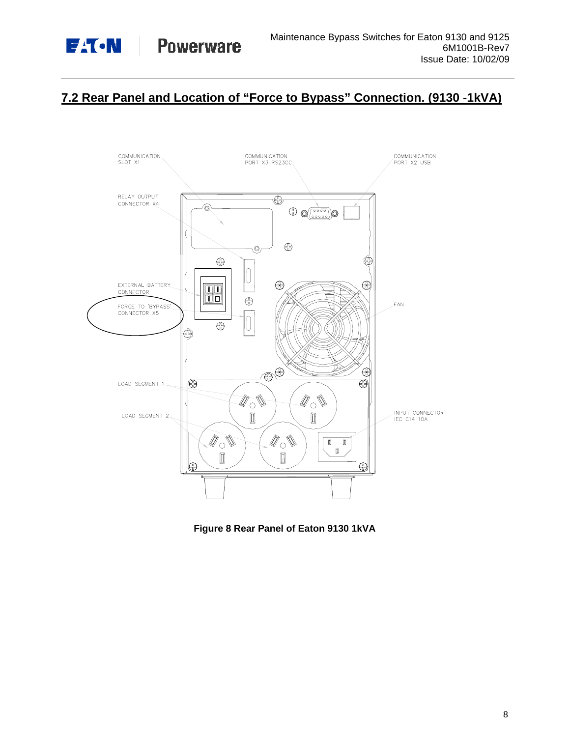## 7.2 Rear Panel and Location of "Force to Bypass" Connection. (9130 -1kVA)

COMMUNICATION SLOT X1

COMMUNICATION PORT X3 RS23CC

COMMUNICATION PORT X2 USB

RELAY OUTPUT CONNECTOR X4

EXTERNAL BATTERY CONNECTOR

FORCE TO 'BYPASS' CONNECTOR X5

FAN

LOAD SEGMENT 1

LOAD SEGMENT 2

INPUT CONNECTOR IEC C14 10A

**Figure 8 Rear Panel of Eaton 9130 1kVA**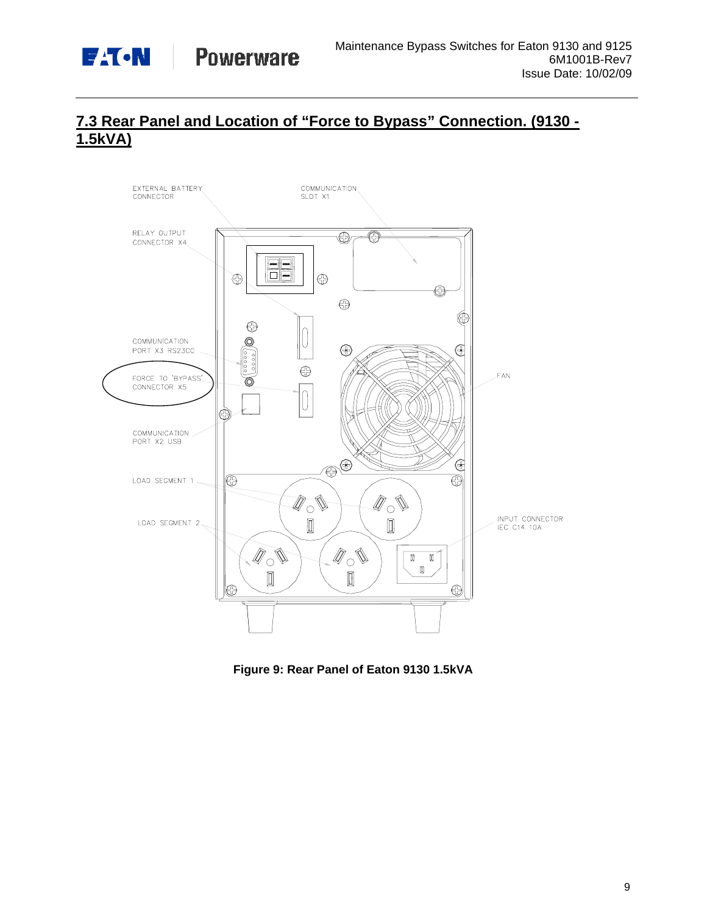## 7.3 Rear Panel and Location of "Force to Bypass" Connection. (9130 - 1.5kVA)

EXTERNAL BATTERY CONNECTOR

COMMUNICATION SLOT X1

RELAY OUTPUT CONNECTOR X4

COMMUNICATION PORT X3 RS232C

FORCE TO 'BYPASS' CONNECTOR X5

FAN

COMMUNICATION PORT X2 USB

LOAD SEGMENT 1

LOAD SEGMENT 2

INPUT CONNECTOR IEC C14 10A

**Figure 9: Rear Panel of Eaton 9130 1.5kVA**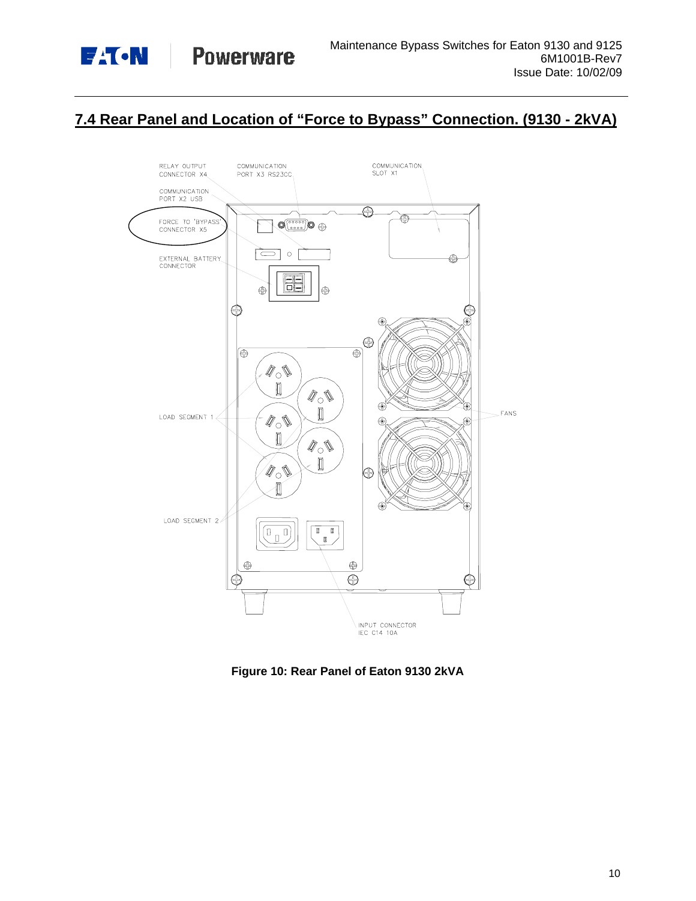## 7.4 Rear Panel and Location of "Force to Bypass" Connection. (9130 - 2kVA)

RELAY OUTPUT CONNECTOR X4

COMMUNICATION PORT X3 RS23CC

COMMUNICATION SLOT X1

COMMUNICATION PORT X2 USB

FORCE TO 'BYPASS' CONNECTOR X5

EXTERNAL BATTERY CONNECTOR

LOAD SEGMENT 1

FANS

LOAD SEGMENT 2

INPUT CONNECTOR IEC C14 10A

**Figure 10: Rear Panel of Eaton 9130 2kVA**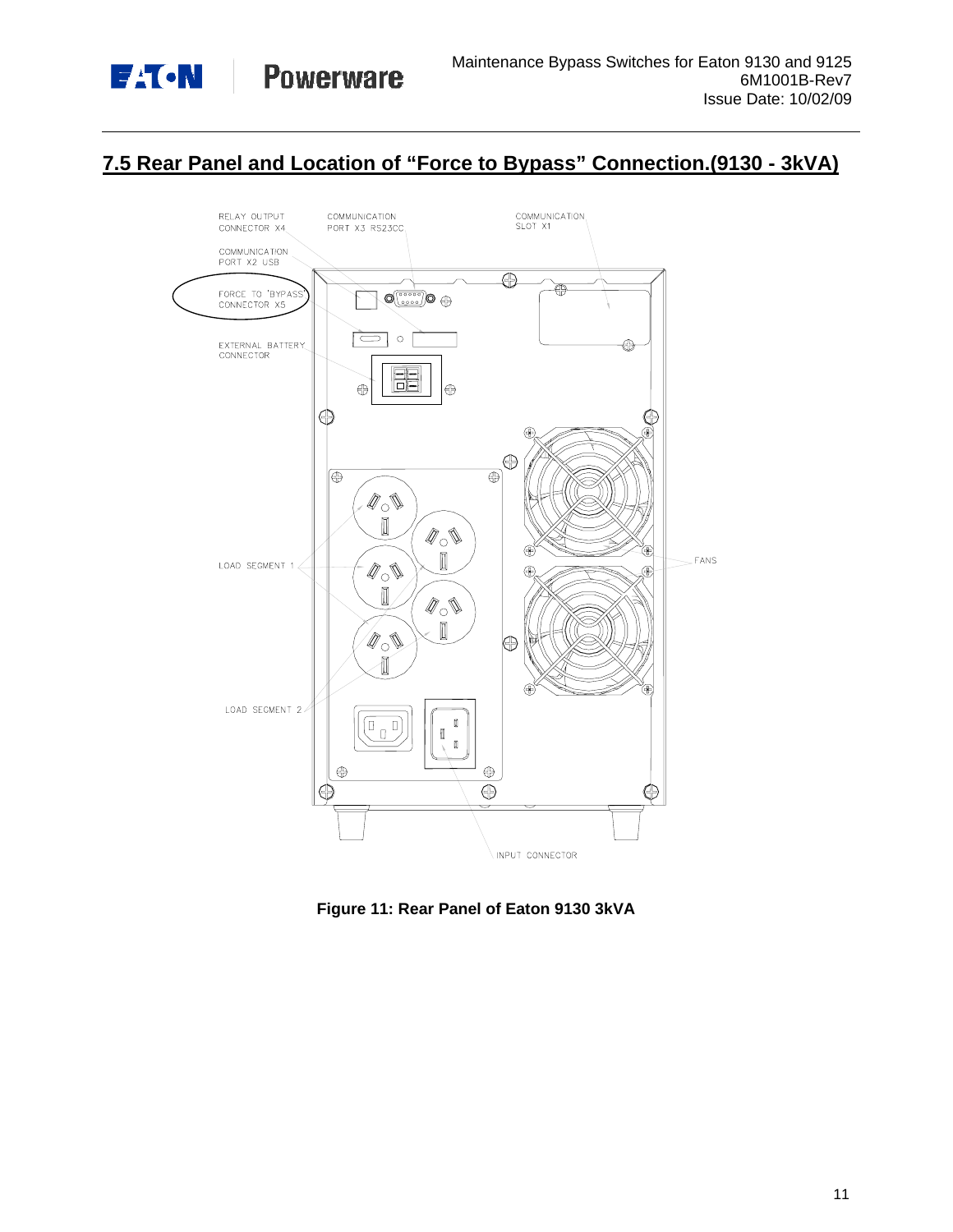## 7.5 Rear Panel and Location of "Force to Bypass" Connection.(9130 - 3kVA)

RELAY OUTPUT CONNECTOR X4

COMMUNICATION PORT X3 RS23CC

COMMUNICATION SLOT X1

COMMUNICATION PORT X2 USB

FORCE TO 'BYPASS' CONNECTOR X5

EXTERNAL BATTERY CONNECTOR

LOAD SEGMENT 1

FANS

LOAD SEGMENT 2

INPUT CONNECTOR

**Figure 11: Rear Panel of Eaton 9130 3kVA**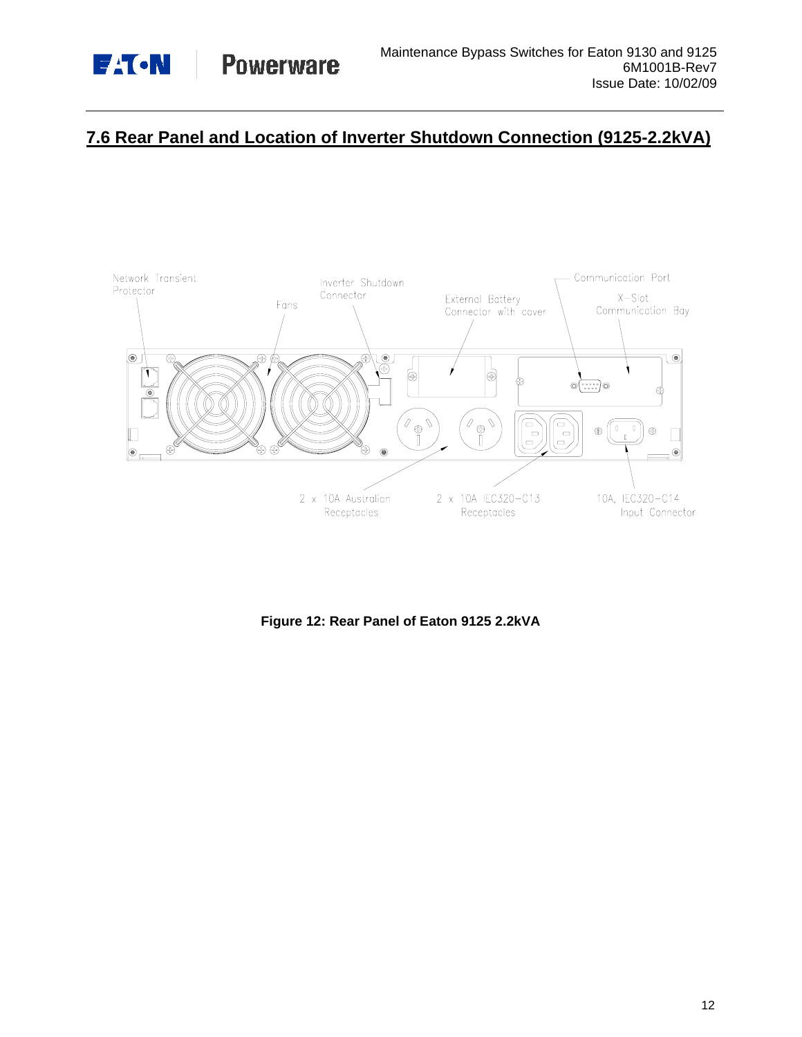## 7.6 Rear Panel and Location of Inverter Shutdown Connection (9125-2.2kVA)

Network Transient Protector

Fans

Inverter Shutdown Connector

External Battery Connector with cover

Communication Port

X-Slot Communication Bay

2 x 10A Australian Receptacles

2 x 10A IEC320-C13 Receptacles

10A, IEC320-C14 Input Connector

**Figure 12: Rear Panel of Eaton 9125 2.2kVA**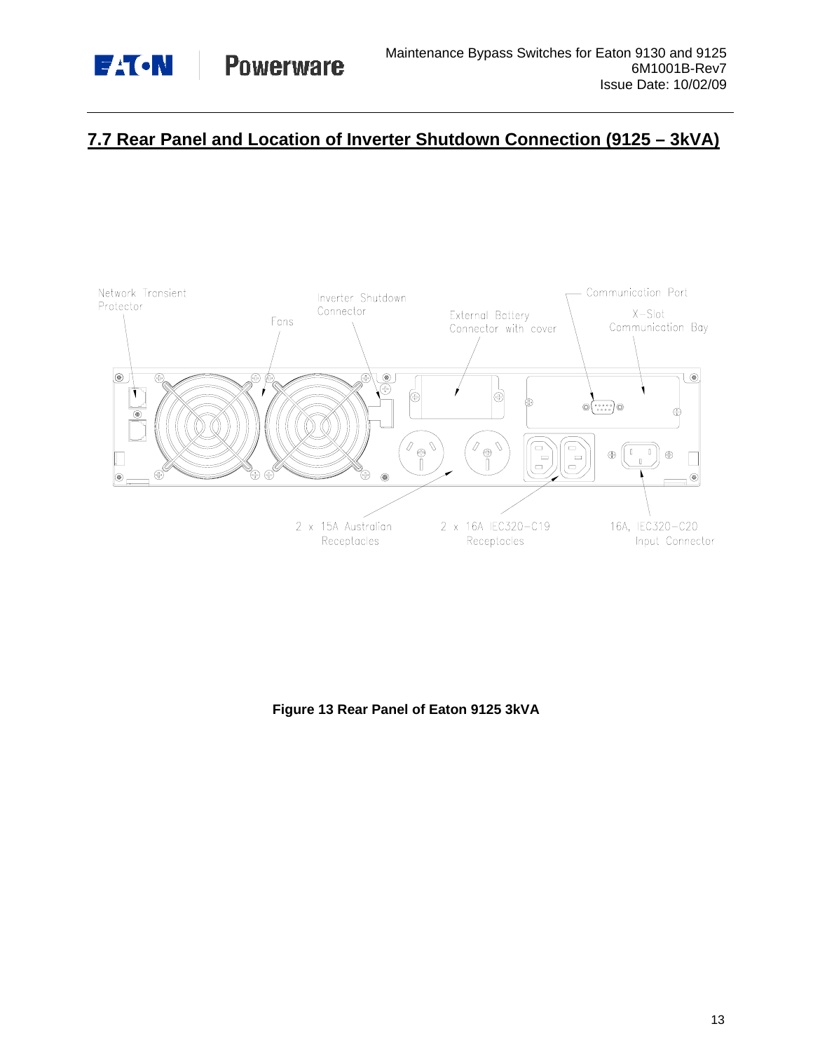## 7.7 Rear Panel and Location of Inverter Shutdown Connection (9125 – 3kVA)

Network Transient Protector

Fans

Inverter Shutdown Connector

External Battery Connector with cover

Communication Port

X-Slot Communication Bay

2 x 15A Australian Receptacles

2 x 16A IEC320-C19 Receptacles

16A, IEC320-C20 Input Connector

**Figure 13 Rear Panel of Eaton 9125 3kVA**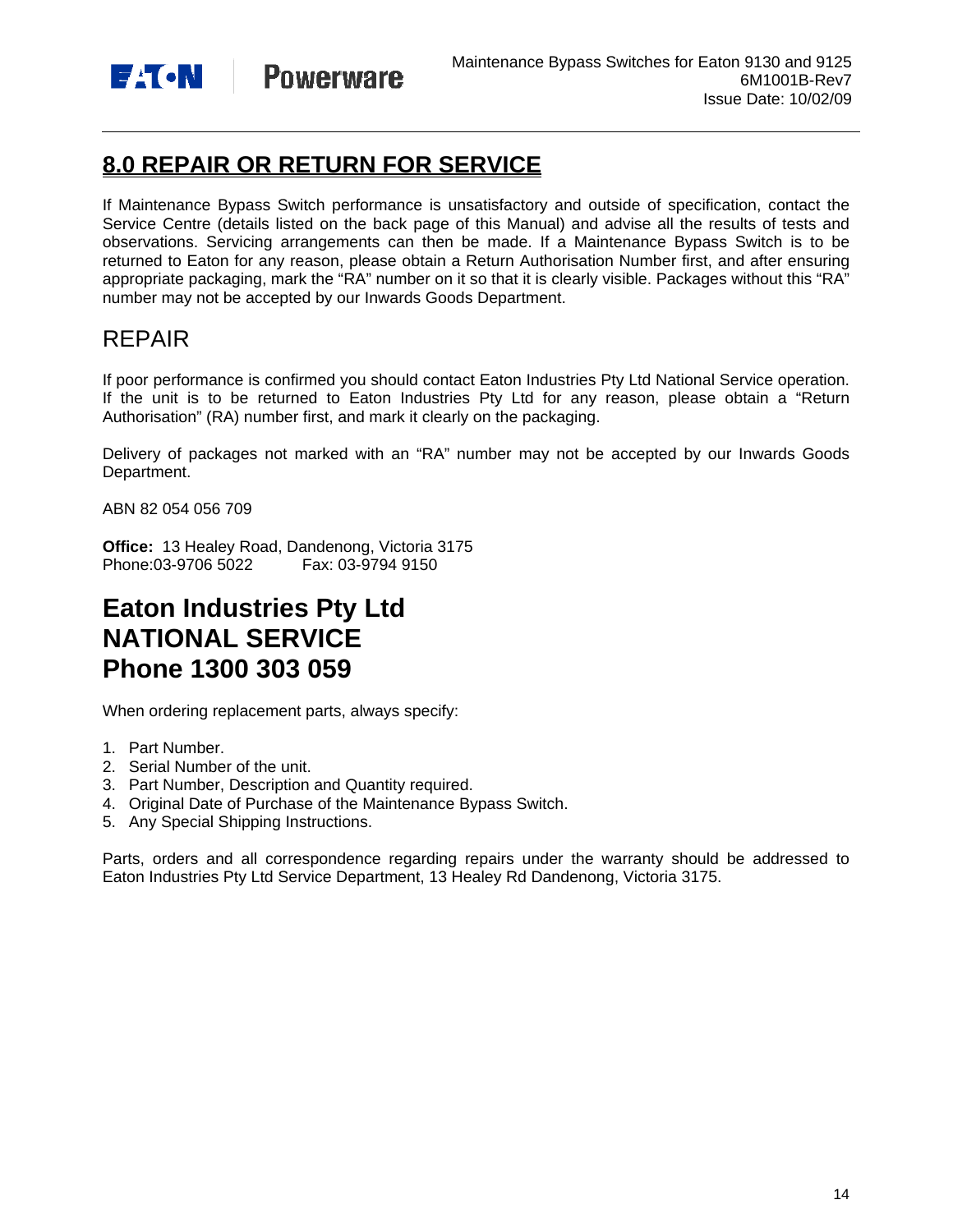## 8.0 REPAIR OR RETURN FOR SERVICE

If Maintenance Bypass Switch performance is unsatisfactory and outside of specification, contact the Service Centre (details listed on the back page of this Manual) and advise all the results of tests and observations. Servicing arrangements can then be made. If a Maintenance Bypass Switch is to be returned to Eaton for any reason, please obtain a Return Authorisation Number first, and after ensuring appropriate packaging, mark the "RA" number on it so that it is clearly visible. Packages without this "RA" number may not be accepted by our Inwards Goods Department.

### REPAIR

If poor performance is confirmed you should contact Eaton Industries Pty Ltd National Service operation. If the unit is to be returned to Eaton Industries Pty Ltd for any reason, please obtain a "Return Authorisation" (RA) number first, and mark it clearly on the packaging.

Delivery of packages not marked with an "RA" number may not be accepted by our Inwards Goods Department.

ABN 82 054 056 709

**Office:** 13 Healey Road, Dandenong, Victoria 3175
Phone:03-9706 5022 Fax: 03-9794 9150

# Eaton Industries Pty Ltd
# NATIONAL SERVICE
# Phone 1300 303 059

When ordering replacement parts, always specify:

1. Part Number.
2. Serial Number of the unit.
3. Part Number, Description and Quantity required.
4. Original Date of Purchase of the Maintenance Bypass Switch.
5. Any Special Shipping Instructions.

Parts, orders and all correspondence regarding repairs under the warranty should be addressed to Eaton Industries Pty Ltd Service Department, 13 Healey Rd Dandenong, Victoria 3175.